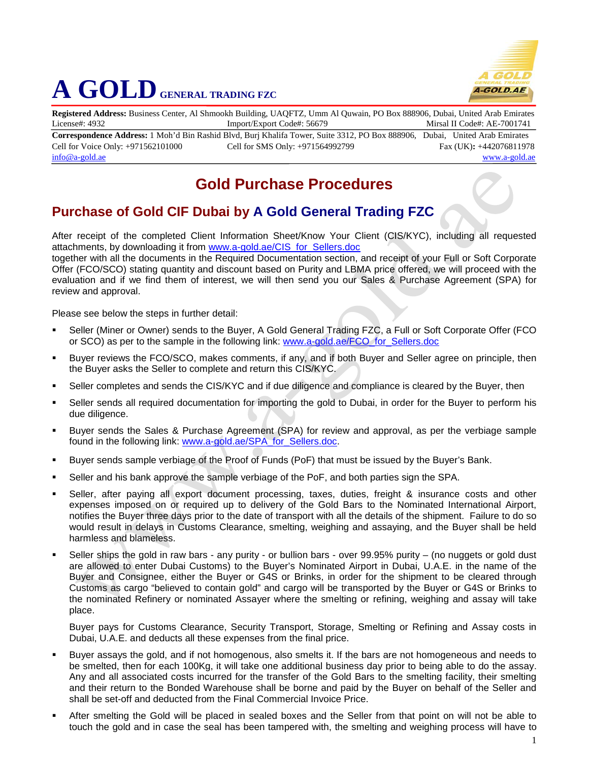# A GOLD GENERAL TRADING FZC

**Registered Address:** Business Center, Al Shmookh Building, UAQFTZ, Umm Al Quwain, PO Box 888906, Dubai, United Arab Emirates
License#: 4932 Import/Export Code#: 56679 Mirsal II Code#: AE-7001741

**Correspondence Address:** 1 Moh'd Bin Rashid Blvd, Burj Khalifa Tower, Suite 3312, PO Box 888906, Dubai, United Arab Emirates
Cell for Voice Only: +971562101000 Cell for SMS Only: +971564992799 Fax (UK): +442076811978
info@a-gold.ae www.a-gold.ae

## Gold Purchase Procedures

### Purchase of Gold CIF Dubai by A Gold General Trading FZC

After receipt of the completed Client Information Sheet/Know Your Client (CIS/KYC), including all requested attachments, by downloading it from www.a-gold.ae/CIS_for_Sellers.doc together with all the documents in the Required Documentation section, and receipt of your Full or Soft Corporate Offer (FCO/SCO) stating quantity and discount based on Purity and LBMA price offered, we will proceed with the evaluation and if we find them of interest, we will then send you our Sales & Purchase Agreement (SPA) for review and approval.

Please see below the steps in further detail:

- Seller (Miner or Owner) sends to the Buyer, A Gold General Trading FZC, a Full or Soft Corporate Offer (FCO or SCO) as per to the sample in the following link: www.a-gold.ae/FCO_for_Sellers.doc
- Buyer reviews the FCO/SCO, makes comments, if any, and if both Buyer and Seller agree on principle, then the Buyer asks the Seller to complete and return this CIS/KYC.
- Seller completes and sends the CIS/KYC and if due diligence and compliance is cleared by the Buyer, then
- Seller sends all required documentation for importing the gold to Dubai, in order for the Buyer to perform his due diligence.
- Buyer sends the Sales & Purchase Agreement (SPA) for review and approval, as per the verbiage sample found in the following link: www.a-gold.ae/SPA_for_Sellers.doc.
- Buyer sends sample verbiage of the Proof of Funds (PoF) that must be issued by the Buyer's Bank.
- Seller and his bank approve the sample verbiage of the PoF, and both parties sign the SPA.
- Seller, after paying all export document processing, taxes, duties, freight & insurance costs and other expenses imposed on or required up to delivery of the Gold Bars to the Nominated International Airport, notifies the Buyer three days prior to the date of transport with all the details of the shipment. Failure to do so would result in delays in Customs Clearance, smelting, weighing and assaying, and the Buyer shall be held harmless and blameless.
- Seller ships the gold in raw bars - any purity - or bullion bars - over 99.95% purity – (no nuggets or gold dust are allowed to enter Dubai Customs) to the Buyer's Nominated Airport in Dubai, U.A.E. in the name of the Buyer and Consignee, either the Buyer or G4S or Brinks, in order for the shipment to be cleared through Customs as cargo "believed to contain gold" and cargo will be transported by the Buyer or G4S or Brinks to the nominated Refinery or nominated Assayer where the smelting or refining, weighing and assay will take place.

  Buyer pays for Customs Clearance, Security Transport, Storage, Smelting or Refining and Assay costs in Dubai, U.A.E. and deducts all these expenses from the final price.
- Buyer assays the gold, and if not homogenous, also smelts it. If the bars are not homogeneous and needs to be smelted, then for each 100Kg, it will take one additional business day prior to being able to do the assay. Any and all associated costs incurred for the transfer of the Gold Bars to the smelting facility, their smelting and their return to the Bonded Warehouse shall be borne and paid by the Buyer on behalf of the Seller and shall be set-off and deducted from the Final Commercial Invoice Price.
- After smelting the Gold will be placed in sealed boxes and the Seller from that point on will not be able to touch the gold and in case the seal has been tampered with, the smelting and weighing process will have to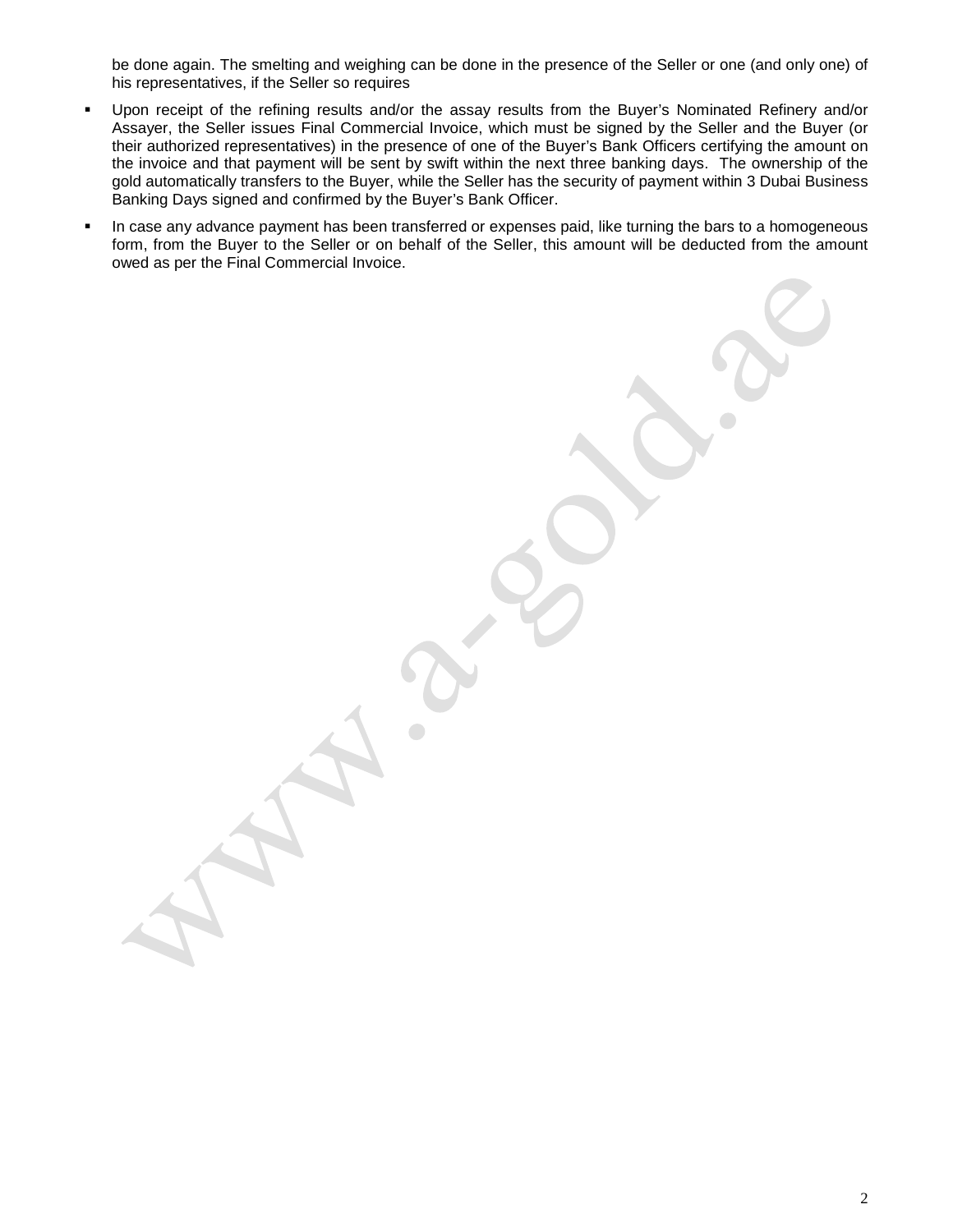be done again. The smelting and weighing can be done in the presence of the Seller or one (and only one) of his representatives, if the Seller so requires

- Upon receipt of the refining results and/or the assay results from the Buyer's Nominated Refinery and/or Assayer, the Seller issues Final Commercial Invoice, which must be signed by the Seller and the Buyer (or their authorized representatives) in the presence of one of the Buyer's Bank Officers certifying the amount on the invoice and that payment will be sent by swift within the next three banking days. The ownership of the gold automatically transfers to the Buyer, while the Seller has the security of payment within 3 Dubai Business Banking Days signed and confirmed by the Buyer's Bank Officer.
- In case any advance payment has been transferred or expenses paid, like turning the bars to a homogeneous form, from the Buyer to the Seller or on behalf of the Seller, this amount will be deducted from the amount owed as per the Final Commercial Invoice.